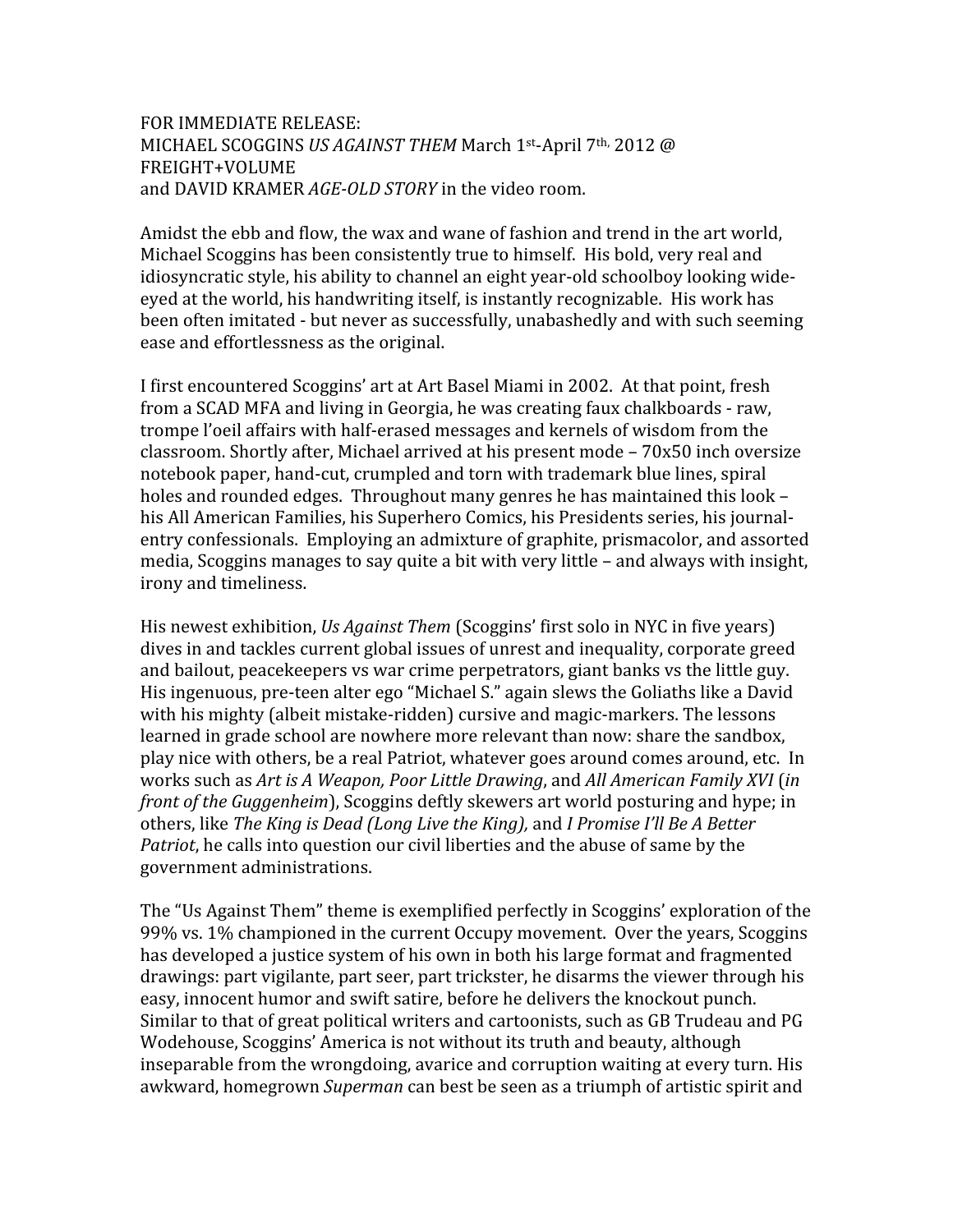FOR IMMEDIATE RELEASE:
MICHAEL SCOGGINS *US AGAINST THEM* March 1st-April 7th, 2012 @ FREIGHT+VOLUME
and DAVID KRAMER *AGE-OLD STORY* in the video room.

Amidst the ebb and flow, the wax and wane of fashion and trend in the art world, Michael Scoggins has been consistently true to himself. His bold, very real and idiosyncratic style, his ability to channel an eight year-old schoolboy looking wide-eyed at the world, his handwriting itself, is instantly recognizable. His work has been often imitated - but never as successfully, unabashedly and with such seeming ease and effortlessness as the original.

I first encountered Scoggins' art at Art Basel Miami in 2002. At that point, fresh from a SCAD MFA and living in Georgia, he was creating faux chalkboards - raw, trompe l'oeil affairs with half-erased messages and kernels of wisdom from the classroom. Shortly after, Michael arrived at his present mode – 70x50 inch oversize notebook paper, hand-cut, crumpled and torn with trademark blue lines, spiral holes and rounded edges. Throughout many genres he has maintained this look – his All American Families, his Superhero Comics, his Presidents series, his journal-entry confessionals. Employing an admixture of graphite, prismacolor, and assorted media, Scoggins manages to say quite a bit with very little – and always with insight, irony and timeliness.

His newest exhibition, *Us Against Them* (Scoggins' first solo in NYC in five years) dives in and tackles current global issues of unrest and inequality, corporate greed and bailout, peacekeepers vs war crime perpetrators, giant banks vs the little guy. His ingenuous, pre-teen alter ego "Michael S." again slews the Goliaths like a David with his mighty (albeit mistake-ridden) cursive and magic-markers. The lessons learned in grade school are nowhere more relevant than now: share the sandbox, play nice with others, be a real Patriot, whatever goes around comes around, etc. In works such as *Art is A Weapon, Poor Little Drawing*, and *All American Family XVI* (*in front of the Guggenheim*), Scoggins deftly skewers art world posturing and hype; in others, like *The King is Dead (Long Live the King),* and *I Promise I'll Be A Better Patriot*, he calls into question our civil liberties and the abuse of same by the government administrations.

The "Us Against Them" theme is exemplified perfectly in Scoggins' exploration of the 99% vs. 1% championed in the current Occupy movement. Over the years, Scoggins has developed a justice system of his own in both his large format and fragmented drawings: part vigilante, part seer, part trickster, he disarms the viewer through his easy, innocent humor and swift satire, before he delivers the knockout punch. Similar to that of great political writers and cartoonists, such as GB Trudeau and PG Wodehouse, Scoggins' America is not without its truth and beauty, although inseparable from the wrongdoing, avarice and corruption waiting at every turn. His awkward, homegrown *Superman* can best be seen as a triumph of artistic spirit and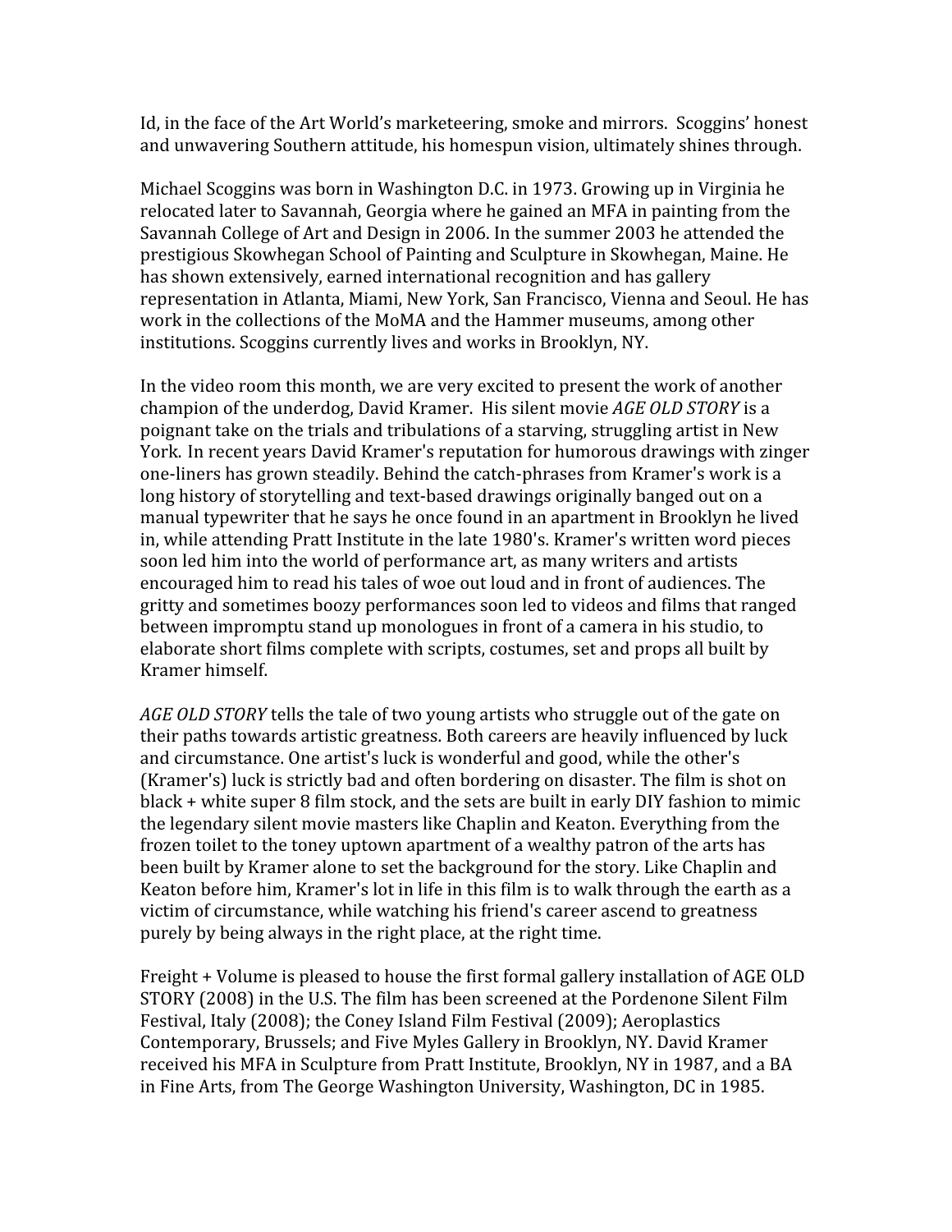Id, in the face of the Art World's marketeering, smoke and mirrors. Scoggins' honest and unwavering Southern attitude, his homespun vision, ultimately shines through.

Michael Scoggins was born in Washington D.C. in 1973. Growing up in Virginia he relocated later to Savannah, Georgia where he gained an MFA in painting from the Savannah College of Art and Design in 2006. In the summer 2003 he attended the prestigious Skowhegan School of Painting and Sculpture in Skowhegan, Maine. He has shown extensively, earned international recognition and has gallery representation in Atlanta, Miami, New York, San Francisco, Vienna and Seoul. He has work in the collections of the MoMA and the Hammer museums, among other institutions. Scoggins currently lives and works in Brooklyn, NY.

In the video room this month, we are very excited to present the work of another champion of the underdog, David Kramer. His silent movie *AGE OLD STORY* is a poignant take on the trials and tribulations of a starving, struggling artist in New York. In recent years David Kramer's reputation for humorous drawings with zinger one-liners has grown steadily. Behind the catch-phrases from Kramer's work is a long history of storytelling and text-based drawings originally banged out on a manual typewriter that he says he once found in an apartment in Brooklyn he lived in, while attending Pratt Institute in the late 1980's. Kramer's written word pieces soon led him into the world of performance art, as many writers and artists encouraged him to read his tales of woe out loud and in front of audiences. The gritty and sometimes boozy performances soon led to videos and films that ranged between impromptu stand up monologues in front of a camera in his studio, to elaborate short films complete with scripts, costumes, set and props all built by Kramer himself.

*AGE OLD STORY* tells the tale of two young artists who struggle out of the gate on their paths towards artistic greatness. Both careers are heavily influenced by luck and circumstance. One artist's luck is wonderful and good, while the other's (Kramer's) luck is strictly bad and often bordering on disaster. The film is shot on black + white super 8 film stock, and the sets are built in early DIY fashion to mimic the legendary silent movie masters like Chaplin and Keaton. Everything from the frozen toilet to the toney uptown apartment of a wealthy patron of the arts has been built by Kramer alone to set the background for the story. Like Chaplin and Keaton before him, Kramer's lot in life in this film is to walk through the earth as a victim of circumstance, while watching his friend's career ascend to greatness purely by being always in the right place, at the right time.

Freight + Volume is pleased to house the first formal gallery installation of AGE OLD STORY (2008) in the U.S. The film has been screened at the Pordenone Silent Film Festival, Italy (2008); the Coney Island Film Festival (2009); Aeroplastics Contemporary, Brussels; and Five Myles Gallery in Brooklyn, NY. David Kramer received his MFA in Sculpture from Pratt Institute, Brooklyn, NY in 1987, and a BA in Fine Arts, from The George Washington University, Washington, DC in 1985.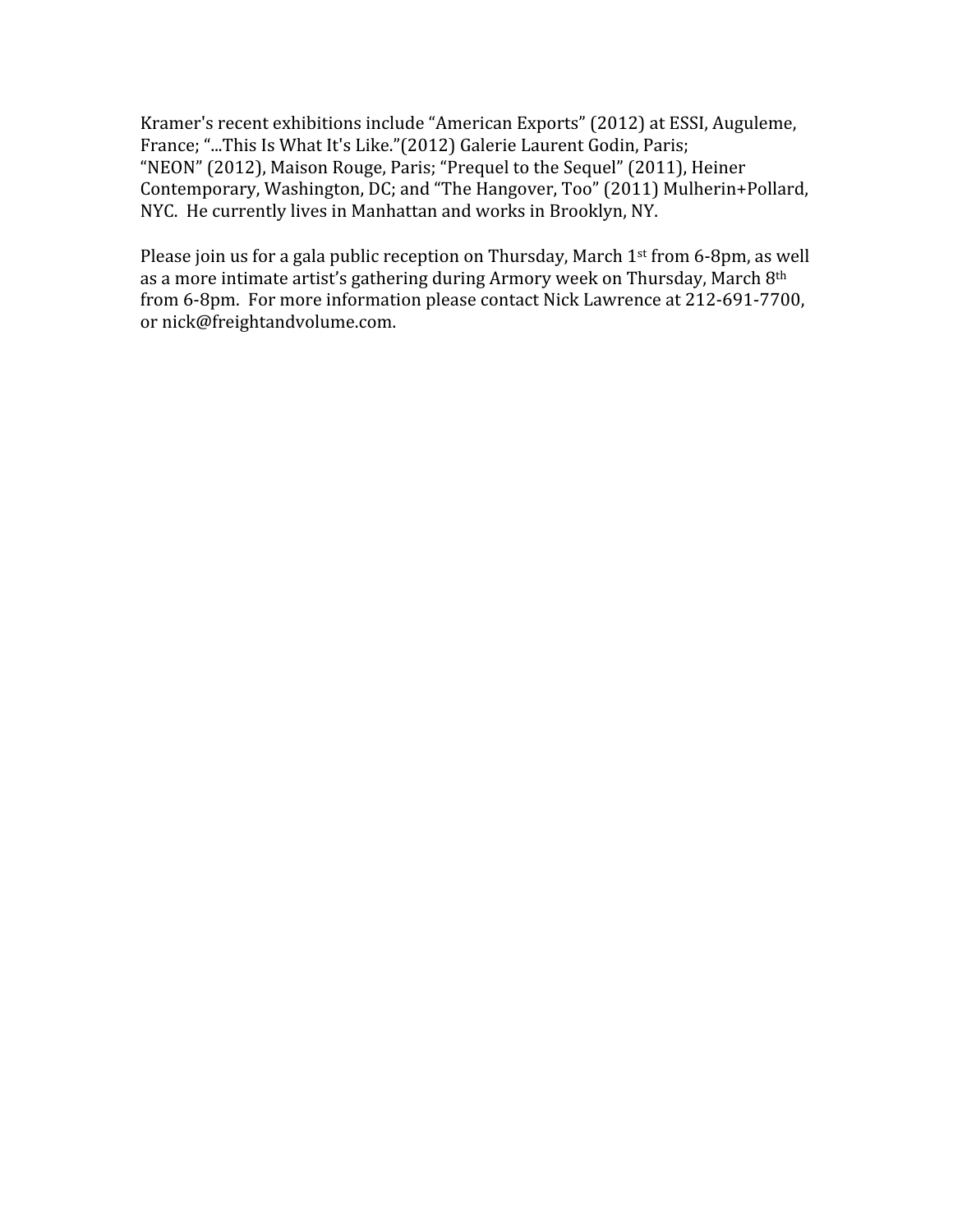Kramer's recent exhibitions include “American Exports” (2012) at ESSI, Auguleme, France; “...This Is What It's Like.”(2012) Galerie Laurent Godin, Paris; “NEON” (2012), Maison Rouge, Paris; “Prequel to the Sequel” (2011), Heiner Contemporary, Washington, DC; and “The Hangover, Too” (2011) Mulherin+Pollard, NYC. He currently lives in Manhattan and works in Brooklyn, NY.

Please join us for a gala public reception on Thursday, March 1st from 6-8pm, as well as a more intimate artist's gathering during Armory week on Thursday, March 8th from 6-8pm. For more information please contact Nick Lawrence at 212-691-7700, or nick@freightandvolume.com.